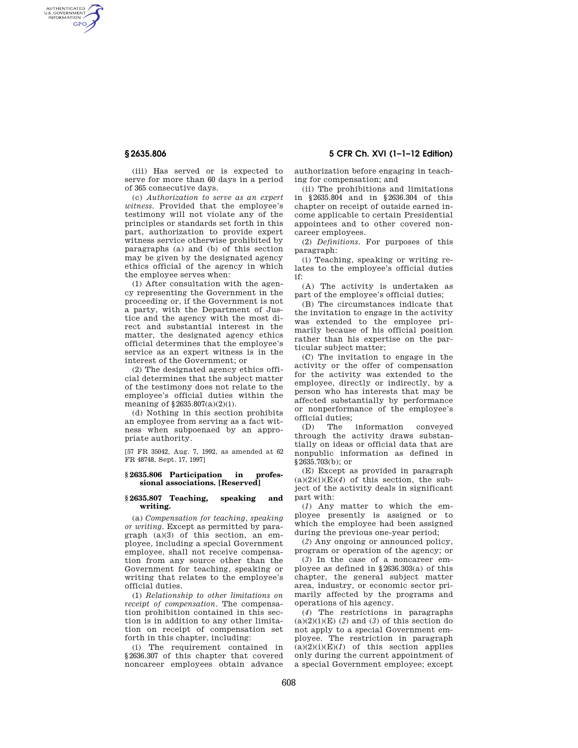(iii) Has served or is expected to serve for more than 60 days in a period of 365 consecutive days.

(c) *Authorization to serve as an expert witness.* Provided that the employee's testimony will not violate any of the principles or standards set forth in this part, authorization to provide expert witness service otherwise prohibited by paragraphs (a) and (b) of this section may be given by the designated agency ethics official of the agency in which the employee serves when:

(1) After consultation with the agency representing the Government in the proceeding or, if the Government is not a party, with the Department of Justice and the agency with the most direct and substantial interest in the matter, the designated agency ethics official determines that the employee's service as an expert witness is in the interest of the Government; or

(2) The designated agency ethics official determines that the subject matter of the testimony does not relate to the employee's official duties within the meaning of §2635.807(a)(2)(i).

(d) Nothing in this section prohibits an employee from serving as a fact witness when subpoenaed by an appropriate authority.

[57 FR 35042, Aug. 7, 1992, as amended at 62 FR 48748, Sept. 17, 1997]

### §2635.806 Participation in professional associations. [Reserved]

### §2635.807 Teaching, speaking and writing.

(a) *Compensation for teaching, speaking or writing.* Except as permitted by paragraph (a)(3) of this section, an employee, including a special Government employee, shall not receive compensation from any source other than the Government for teaching, speaking or writing that relates to the employee's official duties.

(1) *Relationship to other limitations on receipt of compensation.* The compensation prohibition contained in this section is in addition to any other limitation on receipt of compensation set forth in this chapter, including:

(i) The requirement contained in §2636.307 of this chapter that covered noncareer employees obtain advance authorization before engaging in teaching for compensation; and

(ii) The prohibitions and limitations in §2635.804 and in §2636.304 of this chapter on receipt of outside earned income applicable to certain Presidential appointees and to other covered noncareer employees.

(2) *Definitions.* For purposes of this paragraph:

(i) Teaching, speaking or writing relates to the employee's official duties if:

(A) The activity is undertaken as part of the employee's official duties;

(B) The circumstances indicate that the invitation to engage in the activity was extended to the employee primarily because of his official position rather than his expertise on the particular subject matter;

(C) The invitation to engage in the activity or the offer of compensation for the activity was extended to the employee, directly or indirectly, by a person who has interests that may be affected substantially by performance or nonperformance of the employee's official duties;

(D) The information conveyed through the activity draws substantially on ideas or official data that are nonpublic information as defined in §2635.703(b); or

(E) Except as provided in paragraph (a)(2)(i)(E)(*4*) of this section, the subject of the activity deals in significant part with:

(*1*) Any matter to which the employee presently is assigned or to which the employee had been assigned during the previous one-year period;

(*2*) Any ongoing or announced policy, program or operation of the agency; or

(*3*) In the case of a noncareer employee as defined in §2636.303(a) of this chapter, the general subject matter area, industry, or economic sector primarily affected by the programs and operations of his agency.

(*4*) The restrictions in paragraphs (a)(2)(i)(E) (*2*) and (*3*) of this section do not apply to a special Government employee. The restriction in paragraph (a)(2)(i)(E)(*1*) of this section applies only during the current appointment of a special Government employee; except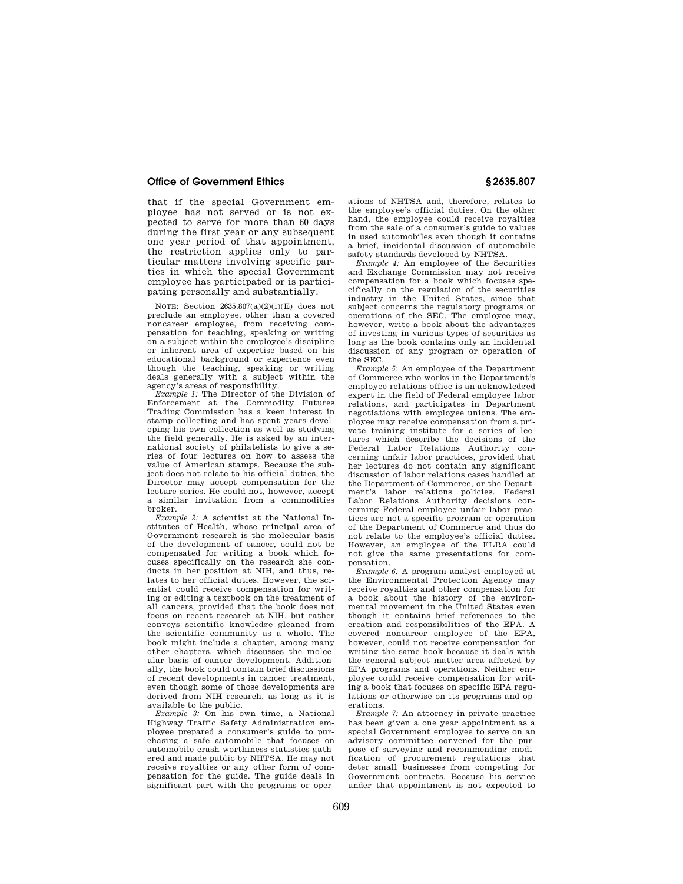that if the special Government employee has not served or is not expected to serve for more than 60 days during the first year or any subsequent one year period of that appointment, the restriction applies only to particular matters involving specific parties in which the special Government employee has participated or is participating personally and substantially.

NOTE: Section 2635.807(a)(2)(i)(E) does not preclude an employee, other than a covered noncareer employee, from receiving compensation for teaching, speaking or writing on a subject within the employee's discipline or inherent area of expertise based on his educational background or experience even though the teaching, speaking or writing deals generally with a subject within the agency's areas of responsibility.

*Example 1:* The Director of the Division of Enforcement at the Commodity Futures Trading Commission has a keen interest in stamp collecting and has spent years developing his own collection as well as studying the field generally. He is asked by an international society of philatelists to give a series of four lectures on how to assess the value of American stamps. Because the subject does not relate to his official duties, the Director may accept compensation for the lecture series. He could not, however, accept a similar invitation from a commodities broker.

*Example 2:* A scientist at the National Institutes of Health, whose principal area of Government research is the molecular basis of the development of cancer, could not be compensated for writing a book which focuses specifically on the research she conducts in her position at NIH, and thus, relates to her official duties. However, the scientist could receive compensation for writing or editing a textbook on the treatment of all cancers, provided that the book does not focus on recent research at NIH, but rather conveys scientific knowledge gleaned from the scientific community as a whole. The book might include a chapter, among many other chapters, which discusses the molecular basis of cancer development. Additionally, the book could contain brief discussions of recent developments in cancer treatment, even though some of those developments are derived from NIH research, as long as it is available to the public.

*Example 3:* On his own time, a National Highway Traffic Safety Administration employee prepared a consumer's guide to purchasing a safe automobile that focuses on automobile crash worthiness statistics gathered and made public by NHTSA. He may not receive royalties or any other form of compensation for the guide. The guide deals in significant part with the programs or operations of NHTSA and, therefore, relates to the employee's official duties. On the other hand, the employee could receive royalties from the sale of a consumer's guide to values in used automobiles even though it contains a brief, incidental discussion of automobile safety standards developed by NHTSA.

*Example 4:* An employee of the Securities and Exchange Commission may not receive compensation for a book which focuses specifically on the regulation of the securities industry in the United States, since that subject concerns the regulatory programs or operations of the SEC. The employee may, however, write a book about the advantages of investing in various types of securities as long as the book contains only an incidental discussion of any program or operation of the SEC.

*Example 5:* An employee of the Department of Commerce who works in the Department's employee relations office is an acknowledged expert in the field of Federal employee labor relations, and participates in Department negotiations with employee unions. The employee may receive compensation from a private training institute for a series of lectures which describe the decisions of the Federal Labor Relations Authority concerning unfair labor practices, provided that her lectures do not contain any significant discussion of labor relations cases handled at the Department of Commerce, or the Department's labor relations policies. Federal Labor Relations Authority decisions concerning Federal employee unfair labor practices are not a specific program or operation of the Department of Commerce and thus do not relate to the employee's official duties. However, an employee of the FLRA could not give the same presentations for compensation.

*Example 6:* A program analyst employed at the Environmental Protection Agency may receive royalties and other compensation for a book about the history of the environmental movement in the United States even though it contains brief references to the creation and responsibilities of the EPA. A covered noncareer employee of the EPA, however, could not receive compensation for writing the same book because it deals with the general subject matter area affected by EPA programs and operations. Neither employee could receive compensation for writing a book that focuses on specific EPA regulations or otherwise on its programs and operations.

*Example 7:* An attorney in private practice has been given a one year appointment as a special Government employee to serve on an advisory committee convened for the purpose of surveying and recommending modification of procurement regulations that deter small businesses from competing for Government contracts. Because his service under that appointment is not expected to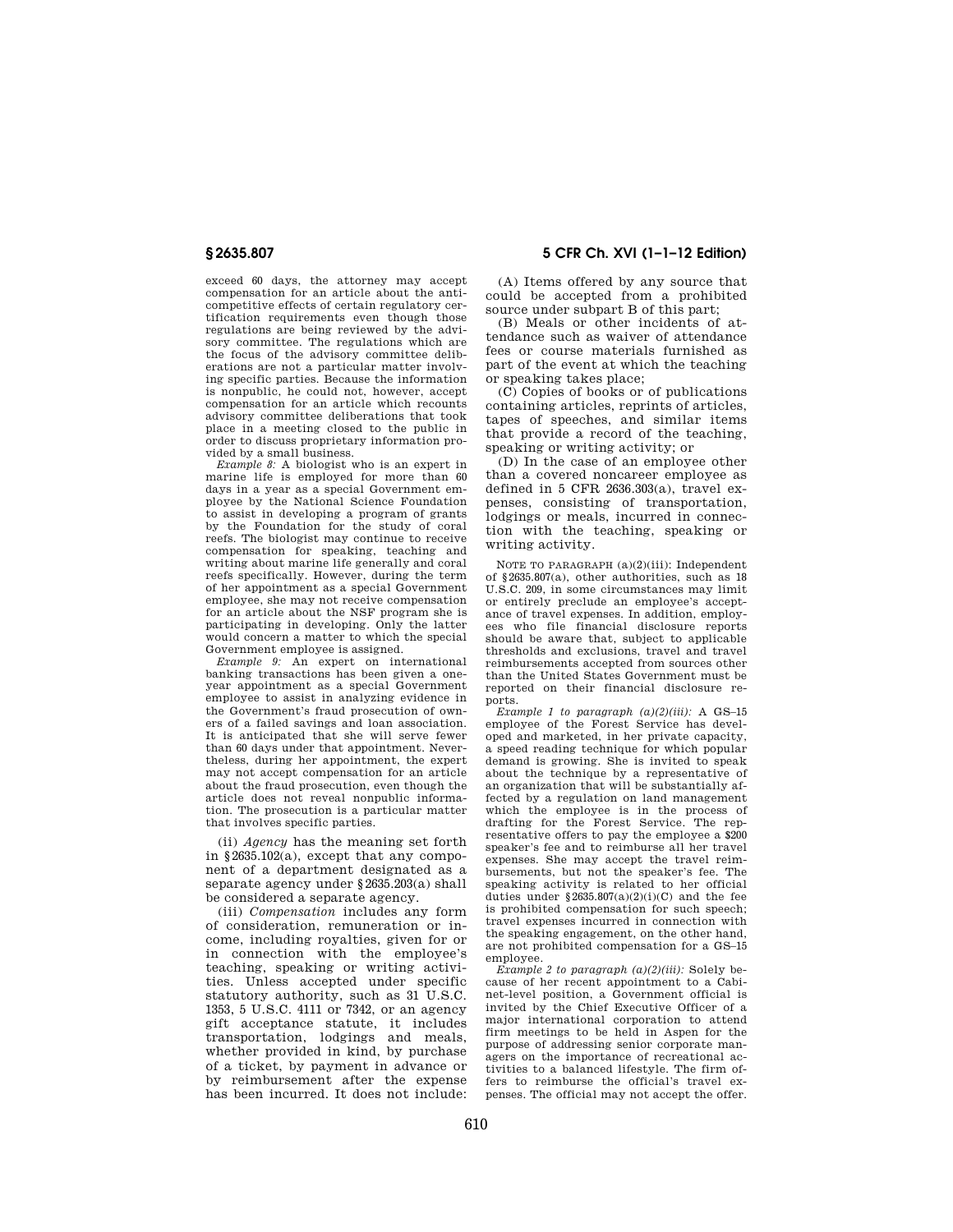exceed 60 days, the attorney may accept compensation for an article about the anticompetitive effects of certain regulatory certification requirements even though those regulations are being reviewed by the advisory committee. The regulations which are the focus of the advisory committee deliberations are not a particular matter involving specific parties. Because the information is nonpublic, he could not, however, accept compensation for an article which recounts advisory committee deliberations that took place in a meeting closed to the public in order to discuss proprietary information provided by a small business.

*Example 8:* A biologist who is an expert in marine life is employed for more than 60 days in a year as a special Government employee by the National Science Foundation to assist in developing a program of grants by the Foundation for the study of coral reefs. The biologist may continue to receive compensation for speaking, teaching and writing about marine life generally and coral reefs specifically. However, during the term of her appointment as a special Government employee, she may not receive compensation for an article about the NSF program she is participating in developing. Only the latter would concern a matter to which the special Government employee is assigned.

*Example 9:* An expert on international banking transactions has been given a one-year appointment as a special Government employee to assist in analyzing evidence in the Government's fraud prosecution of owners of a failed savings and loan association. It is anticipated that she will serve fewer than 60 days under that appointment. Nevertheless, during her appointment, the expert may not accept compensation for an article about the fraud prosecution, even though the article does not reveal nonpublic information. The prosecution is a particular matter that involves specific parties.

(ii) *Agency* has the meaning set forth in §2635.102(a), except that any component of a department designated as a separate agency under §2635.203(a) shall be considered a separate agency.

(iii) *Compensation* includes any form of consideration, remuneration or income, including royalties, given for or in connection with the employee's teaching, speaking or writing activities. Unless accepted under specific statutory authority, such as 31 U.S.C. 1353, 5 U.S.C. 4111 or 7342, or an agency gift acceptance statute, it includes transportation, lodgings and meals, whether provided in kind, by purchase of a ticket, by payment in advance or by reimbursement after the expense has been incurred. It does not include:

(A) Items offered by any source that could be accepted from a prohibited source under subpart B of this part;

(B) Meals or other incidents of attendance such as waiver of attendance fees or course materials furnished as part of the event at which the teaching or speaking takes place;

(C) Copies of books or of publications containing articles, reprints of articles, tapes of speeches, and similar items that provide a record of the teaching, speaking or writing activity; or

(D) In the case of an employee other than a covered noncareer employee as defined in 5 CFR 2636.303(a), travel expenses, consisting of transportation, lodgings or meals, incurred in connection with the teaching, speaking or writing activity.

NOTE TO PARAGRAPH (a)(2)(iii): Independent of §2635.807(a), other authorities, such as 18 U.S.C. 209, in some circumstances may limit or entirely preclude an employee's acceptance of travel expenses. In addition, employees who file financial disclosure reports should be aware that, subject to applicable thresholds and exclusions, travel and travel reimbursements accepted from sources other than the United States Government must be reported on their financial disclosure reports.

*Example 1 to paragraph (a)(2)(iii):* A GS–15 employee of the Forest Service has developed and marketed, in her private capacity, a speed reading technique for which popular demand is growing. She is invited to speak about the technique by a representative of an organization that will be substantially affected by a regulation on land management which the employee is in the process of drafting for the Forest Service. The representative offers to pay the employee a $200 speaker's fee and to reimburse all her travel expenses. She may accept the travel reimbursements, but not the speaker's fee. The speaking activity is related to her official duties under §2635.807(a)(2)(i)(C) and the fee is prohibited compensation for such speech; travel expenses incurred in connection with the speaking engagement, on the other hand, are not prohibited compensation for a GS–15 employee.

*Example 2 to paragraph (a)(2)(iii):* Solely because of her recent appointment to a Cabinet-level position, a Government official is invited by the Chief Executive Officer of a major international corporation to attend firm meetings to be held in Aspen for the purpose of addressing senior corporate managers on the importance of recreational activities to a balanced lifestyle. The firm offers to reimburse the official's travel expenses. The official may not accept the offer.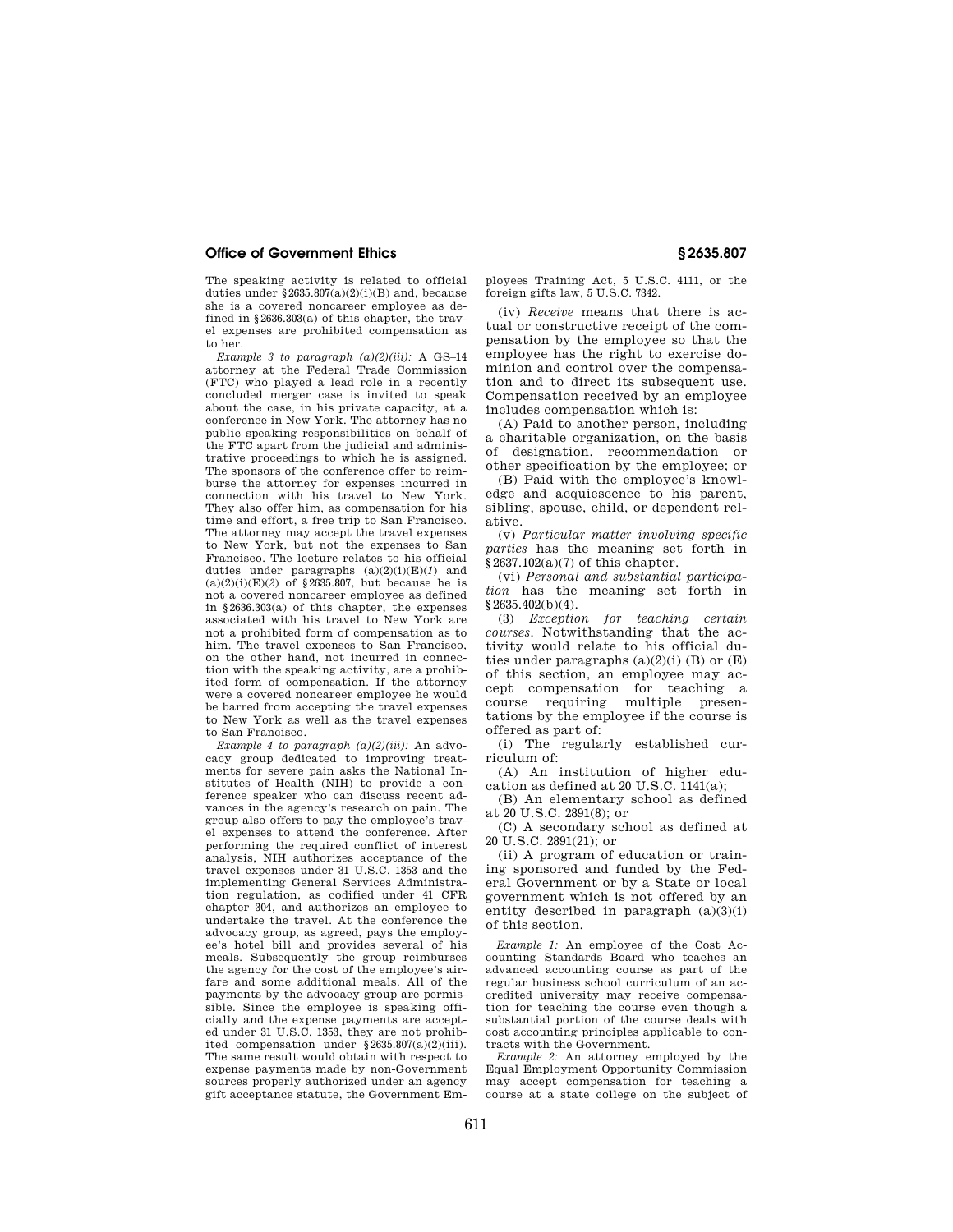The speaking activity is related to official duties under §2635.807(a)(2)(i)(B) and, because she is a covered noncareer employee as defined in §2636.303(a) of this chapter, the travel expenses are prohibited compensation as to her.

*Example 3 to paragraph (a)(2)(iii):* A GS–14 attorney at the Federal Trade Commission (FTC) who played a lead role in a recently concluded merger case is invited to speak about the case, in his private capacity, at a conference in New York. The attorney has no public speaking responsibilities on behalf of the FTC apart from the judicial and administrative proceedings to which he is assigned. The sponsors of the conference offer to reimburse the attorney for expenses incurred in connection with his travel to New York. They also offer him, as compensation for his time and effort, a free trip to San Francisco. The attorney may accept the travel expenses to New York, but not the expenses to San Francisco. The lecture relates to his official duties under paragraphs (a)(2)(i)(E)(*1*) and (a)(2)(i)(E)(*2*) of §2635.807, but because he is not a covered noncareer employee as defined in §2636.303(a) of this chapter, the expenses associated with his travel to New York are not a prohibited form of compensation as to him. The travel expenses to San Francisco, on the other hand, not incurred in connection with the speaking activity, are a prohibited form of compensation. If the attorney were a covered noncareer employee he would be barred from accepting the travel expenses to New York as well as the travel expenses to San Francisco.

*Example 4 to paragraph (a)(2)(iii):* An advocacy group dedicated to improving treatments for severe pain asks the National Institutes of Health (NIH) to provide a conference speaker who can discuss recent advances in the agency's research on pain. The group also offers to pay the employee's travel expenses to attend the conference. After performing the required conflict of interest analysis, NIH authorizes acceptance of the travel expenses under 31 U.S.C. 1353 and the implementing General Services Administration regulation, as codified under 41 CFR chapter 304, and authorizes an employee to undertake the travel. At the conference the advocacy group, as agreed, pays the employee's hotel bill and provides several of his meals. Subsequently the group reimburses the agency for the cost of the employee's airfare and some additional meals. All of the payments by the advocacy group are permissible. Since the employee is speaking officially and the expense payments are accepted under 31 U.S.C. 1353, they are not prohibited compensation under §2635.807(a)(2)(iii). The same result would obtain with respect to expense payments made by non-Government sources properly authorized under an agency gift acceptance statute, the Government Employees Training Act, 5 U.S.C. 4111, or the foreign gifts law, 5 U.S.C. 7342.

(iv) *Receive* means that there is actual or constructive receipt of the compensation by the employee so that the employee has the right to exercise dominion and control over the compensation and to direct its subsequent use. Compensation received by an employee includes compensation which is:

(A) Paid to another person, including a charitable organization, on the basis of designation, recommendation or other specification by the employee; or

(B) Paid with the employee's knowledge and acquiescence to his parent, sibling, spouse, child, or dependent relative.

(v) *Particular matter involving specific parties* has the meaning set forth in §2637.102(a)(7) of this chapter.

(vi) *Personal and substantial participation* has the meaning set forth in §2635.402(b)(4).

(3) *Exception for teaching certain courses.* Notwithstanding that the activity would relate to his official duties under paragraphs (a)(2)(i) (B) or (E) of this section, an employee may accept compensation for teaching a course requiring multiple presentations by the employee if the course is offered as part of:

(i) The regularly established curriculum of:

(A) An institution of higher education as defined at 20 U.S.C. 1141(a);

(B) An elementary school as defined at 20 U.S.C. 2891(8); or

(C) A secondary school as defined at 20 U.S.C. 2891(21); or

(ii) A program of education or training sponsored and funded by the Federal Government or by a State or local government which is not offered by an entity described in paragraph (a)(3)(i) of this section.

*Example 1:* An employee of the Cost Accounting Standards Board who teaches an advanced accounting course as part of the regular business school curriculum of an accredited university may receive compensation for teaching the course even though a substantial portion of the course deals with cost accounting principles applicable to contracts with the Government.

*Example 2:* An attorney employed by the Equal Employment Opportunity Commission may accept compensation for teaching a course at a state college on the subject of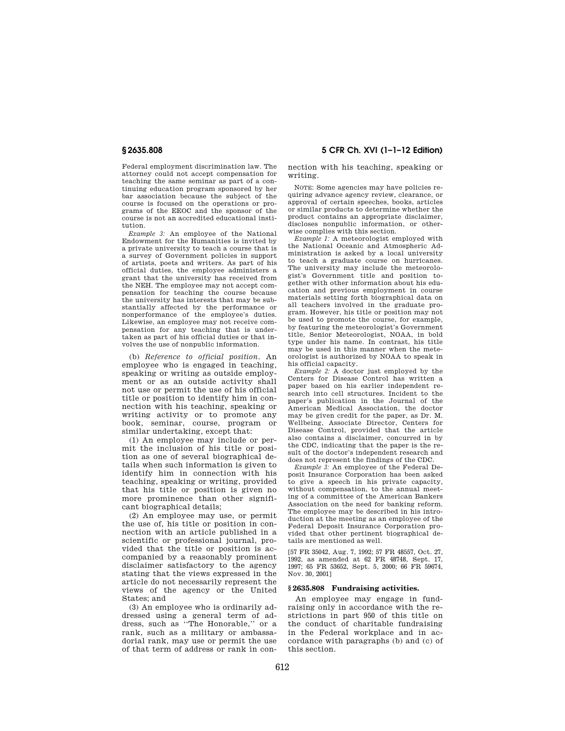Federal employment discrimination law. The attorney could not accept compensation for teaching the same seminar as part of a continuing education program sponsored by her bar association because the subject of the course is focused on the operations or programs of the EEOC and the sponsor of the course is not an accredited educational institution.

*Example 3:* An employee of the National Endowment for the Humanities is invited by a private university to teach a course that is a survey of Government policies in support of artists, poets and writers. As part of his official duties, the employee administers a grant that the university has received from the NEH. The employee may not accept compensation for teaching the course because the university has interests that may be substantially affected by the performance or nonperformance of the employee's duties. Likewise, an employee may not receive compensation for any teaching that is undertaken as part of his official duties or that involves the use of nonpublic information.

(b) *Reference to official position.* An employee who is engaged in teaching, speaking or writing as outside employment or as an outside activity shall not use or permit the use of his official title or position to identify him in connection with his teaching, speaking or writing activity or to promote any book, seminar, course, program or similar undertaking, except that:

(1) An employee may include or permit the inclusion of his title or position as one of several biographical details when such information is given to identify him in connection with his teaching, speaking or writing, provided that his title or position is given no more prominence than other significant biographical details;

(2) An employee may use, or permit the use of, his title or position in connection with an article published in a scientific or professional journal, provided that the title or position is accompanied by a reasonably prominent disclaimer satisfactory to the agency stating that the views expressed in the article do not necessarily represent the views of the agency or the United States; and

(3) An employee who is ordinarily addressed using a general term of address, such as ''The Honorable,'' or a rank, such as a military or ambassadorial rank, may use or permit the use of that term of address or rank in connection with his teaching, speaking or writing.

NOTE: Some agencies may have policies requiring advance agency review, clearance, or approval of certain speeches, books, articles or similar products to determine whether the product contains an appropriate disclaimer, discloses nonpublic information, or otherwise complies with this section.

*Example 1:* A meteorologist employed with the National Oceanic and Atmospheric Administration is asked by a local university to teach a graduate course on hurricanes. The university may include the meteorologist's Government title and position together with other information about his education and previous employment in course materials setting forth biographical data on all teachers involved in the graduate program. However, his title or position may not be used to promote the course, for example, by featuring the meteorologist's Government title, Senior Meteorologist, NOAA, in bold type under his name. In contrast, his title may be used in this manner when the meteorologist is authorized by NOAA to speak in his official capacity.

*Example 2:* A doctor just employed by the Centers for Disease Control has written a paper based on his earlier independent research into cell structures. Incident to the paper's publication in the Journal of the American Medical Association, the doctor may be given credit for the paper, as Dr. M. Wellbeing, Associate Director, Centers for Disease Control, provided that the article also contains a disclaimer, concurred in by the CDC, indicating that the paper is the result of the doctor's independent research and does not represent the findings of the CDC.

*Example 3:* An employee of the Federal Deposit Insurance Corporation has been asked to give a speech in his private capacity, without compensation, to the annual meeting of a committee of the American Bankers Association on the need for banking reform. The employee may be described in his introduction at the meeting as an employee of the Federal Deposit Insurance Corporation provided that other pertinent biographical details are mentioned as well.

[57 FR 35042, Aug. 7, 1992; 57 FR 48557, Oct. 27, 1992, as amended at 62 FR 48748, Sept. 17, 1997; 65 FR 53652, Sept. 5, 2000; 66 FR 59674, Nov. 30, 2001]

### § 2635.808 Fundraising activities.

An employee may engage in fundraising only in accordance with the restrictions in part 950 of this title on the conduct of charitable fundraising in the Federal workplace and in accordance with paragraphs (b) and (c) of this section.